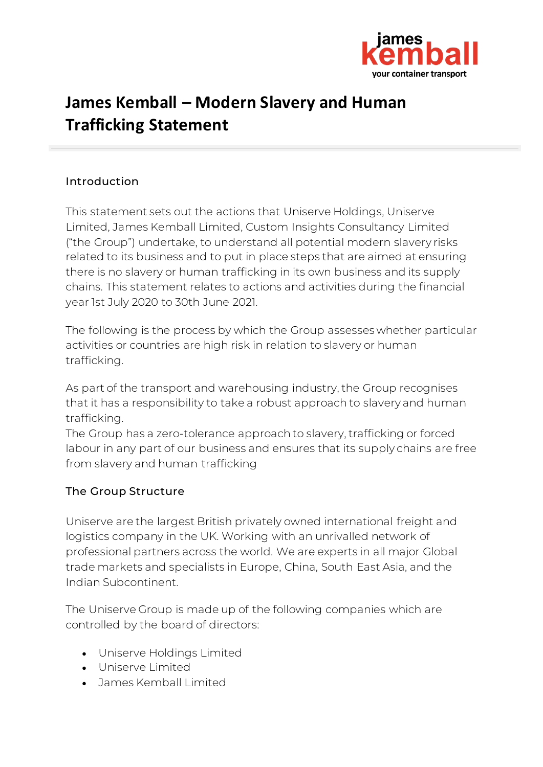# James Kemball – Modern Slavery and Human Trafficking Statement

## Introduction

This statement sets out the actions that Uniserve Holdings, Uniserve Limited, James Kemball Limited, Custom Insights Consultancy Limited ("the Group") undertake, to understand all potential modern slavery risks related to its business and to put in place steps that are aimed at ensuring there is no slavery or human trafficking in its own business and its supply chains. This statement relates to actions and activities during the financial year 1st July 2020 to 30th June 2021.

The following is the process by which the Group assesses whether particular activities or countries are high risk in relation to slavery or human trafficking.

As part of the transport and warehousing industry, the Group recognises that it has a responsibility to take a robust approach to slavery and human trafficking.
The Group has a zero-tolerance approach to slavery, trafficking or forced labour in any part of our business and ensures that its supply chains are free from slavery and human trafficking

## The Group Structure

Uniserve are the largest British privately owned international freight and logistics company in the UK. Working with an unrivalled network of professional partners across the world. We are experts in all major Global trade markets and specialists in Europe, China, South East Asia, and the Indian Subcontinent.

The Uniserve Group is made up of the following companies which are controlled by the board of directors:

- Uniserve Holdings Limited
- Uniserve Limited
- James Kemball Limited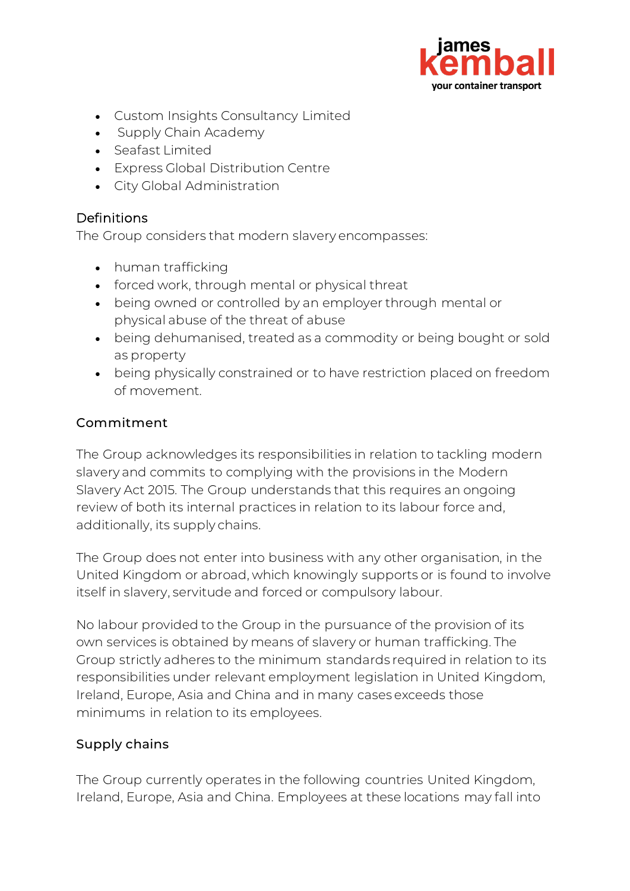- Custom Insights Consultancy Limited
- Supply Chain Academy
- Seafast Limited
- Express Global Distribution Centre
- City Global Administration

## Definitions

The Group considers that modern slavery encompasses:

- human trafficking
- forced work, through mental or physical threat
- being owned or controlled by an employer through mental or physical abuse of the threat of abuse
- being dehumanised, treated as a commodity or being bought or sold as property
- being physically constrained or to have restriction placed on freedom of movement.

## Commitment

The Group acknowledges its responsibilities in relation to tackling modern slavery and commits to complying with the provisions in the Modern Slavery Act 2015. The Group understands that this requires an ongoing review of both its internal practices in relation to its labour force and, additionally, its supply chains.

The Group does not enter into business with any other organisation, in the United Kingdom or abroad, which knowingly supports or is found to involve itself in slavery, servitude and forced or compulsory labour.

No labour provided to the Group in the pursuance of the provision of its own services is obtained by means of slavery or human trafficking. The Group strictly adheres to the minimum standards required in relation to its responsibilities under relevant employment legislation in United Kingdom, Ireland, Europe, Asia and China and in many cases exceeds those minimums in relation to its employees.

## Supply chains

The Group currently operates in the following countries United Kingdom, Ireland, Europe, Asia and China. Employees at these locations may fall into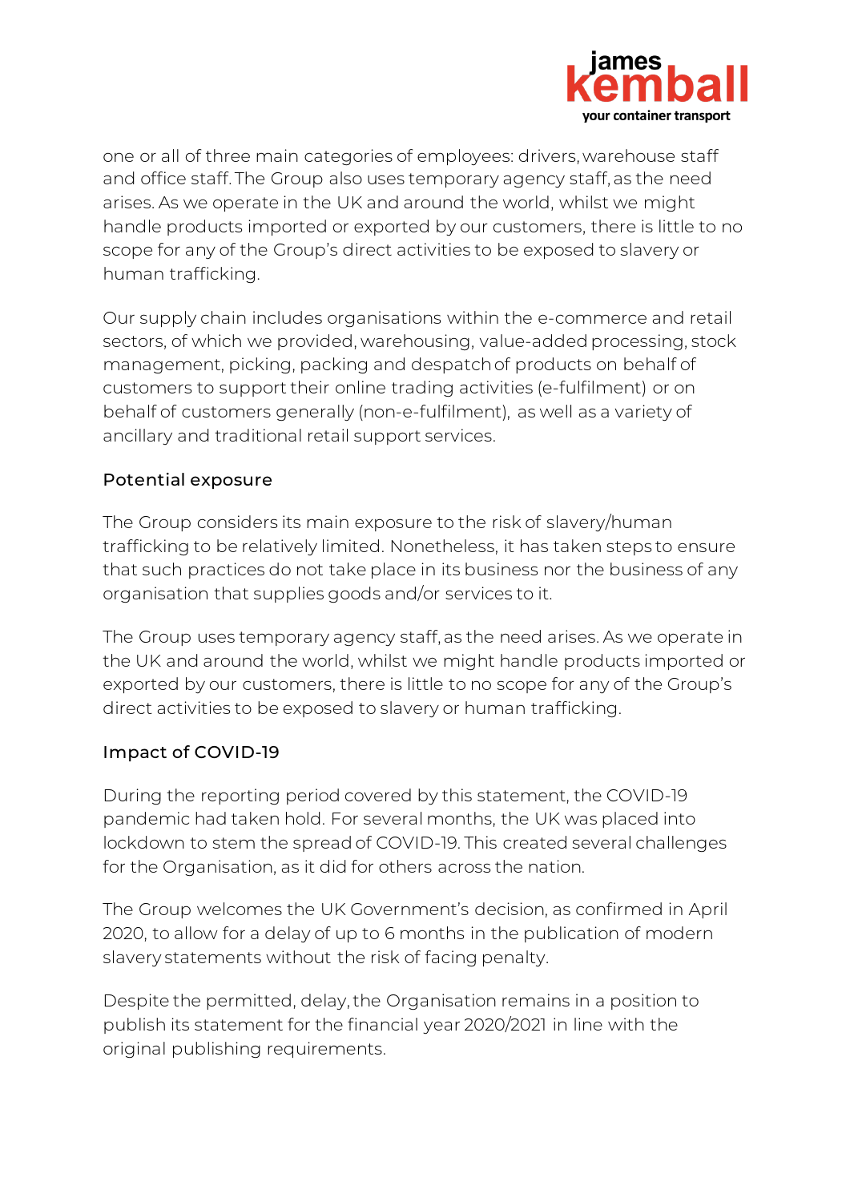one or all of three main categories of employees: drivers, warehouse staff and office staff. The Group also uses temporary agency staff, as the need arises. As we operate in the UK and around the world, whilst we might handle products imported or exported by our customers, there is little to no scope for any of the Group's direct activities to be exposed to slavery or human trafficking.

Our supply chain includes organisations within the e-commerce and retail sectors, of which we provided, warehousing, value-added processing, stock management, picking, packing and despatch of products on behalf of customers to support their online trading activities (e-fulfilment) or on behalf of customers generally (non-e-fulfilment), as well as a variety of ancillary and traditional retail support services.

## Potential exposure

The Group considers its main exposure to the risk of slavery/human trafficking to be relatively limited. Nonetheless, it has taken steps to ensure that such practices do not take place in its business nor the business of any organisation that supplies goods and/or services to it.

The Group uses temporary agency staff, as the need arises. As we operate in the UK and around the world, whilst we might handle products imported or exported by our customers, there is little to no scope for any of the Group's direct activities to be exposed to slavery or human trafficking.

## Impact of COVID-19

During the reporting period covered by this statement, the COVID-19 pandemic had taken hold. For several months, the UK was placed into lockdown to stem the spread of COVID-19. This created several challenges for the Organisation, as it did for others across the nation.

The Group welcomes the UK Government's decision, as confirmed in April 2020, to allow for a delay of up to 6 months in the publication of modern slavery statements without the risk of facing penalty.

Despite the permitted, delay, the Organisation remains in a position to publish its statement for the financial year 2020/2021 in line with the original publishing requirements.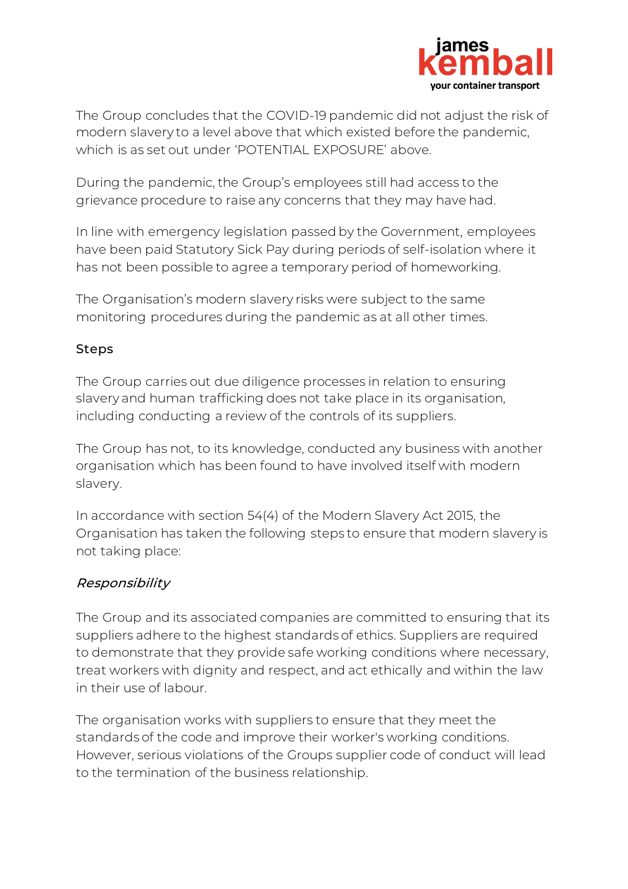The Group concludes that the COVID-19 pandemic did not adjust the risk of modern slavery to a level above that which existed before the pandemic, which is as set out under 'POTENTIAL EXPOSURE' above.

During the pandemic, the Group's employees still had access to the grievance procedure to raise any concerns that they may have had.

In line with emergency legislation passed by the Government, employees have been paid Statutory Sick Pay during periods of self-isolation where it has not been possible to agree a temporary period of homeworking.

The Organisation's modern slavery risks were subject to the same monitoring procedures during the pandemic as at all other times.

## Steps

The Group carries out due diligence processes in relation to ensuring slavery and human trafficking does not take place in its organisation, including conducting a review of the controls of its suppliers.

The Group has not, to its knowledge, conducted any business with another organisation which has been found to have involved itself with modern slavery.

In accordance with section 54(4) of the Modern Slavery Act 2015, the Organisation has taken the following steps to ensure that modern slavery is not taking place:

### *Responsibility*

The Group and its associated companies are committed to ensuring that its suppliers adhere to the highest standards of ethics. Suppliers are required to demonstrate that they provide safe working conditions where necessary, treat workers with dignity and respect, and act ethically and within the law in their use of labour.

The organisation works with suppliers to ensure that they meet the standards of the code and improve their worker's working conditions. However, serious violations of the Groups supplier code of conduct will lead to the termination of the business relationship.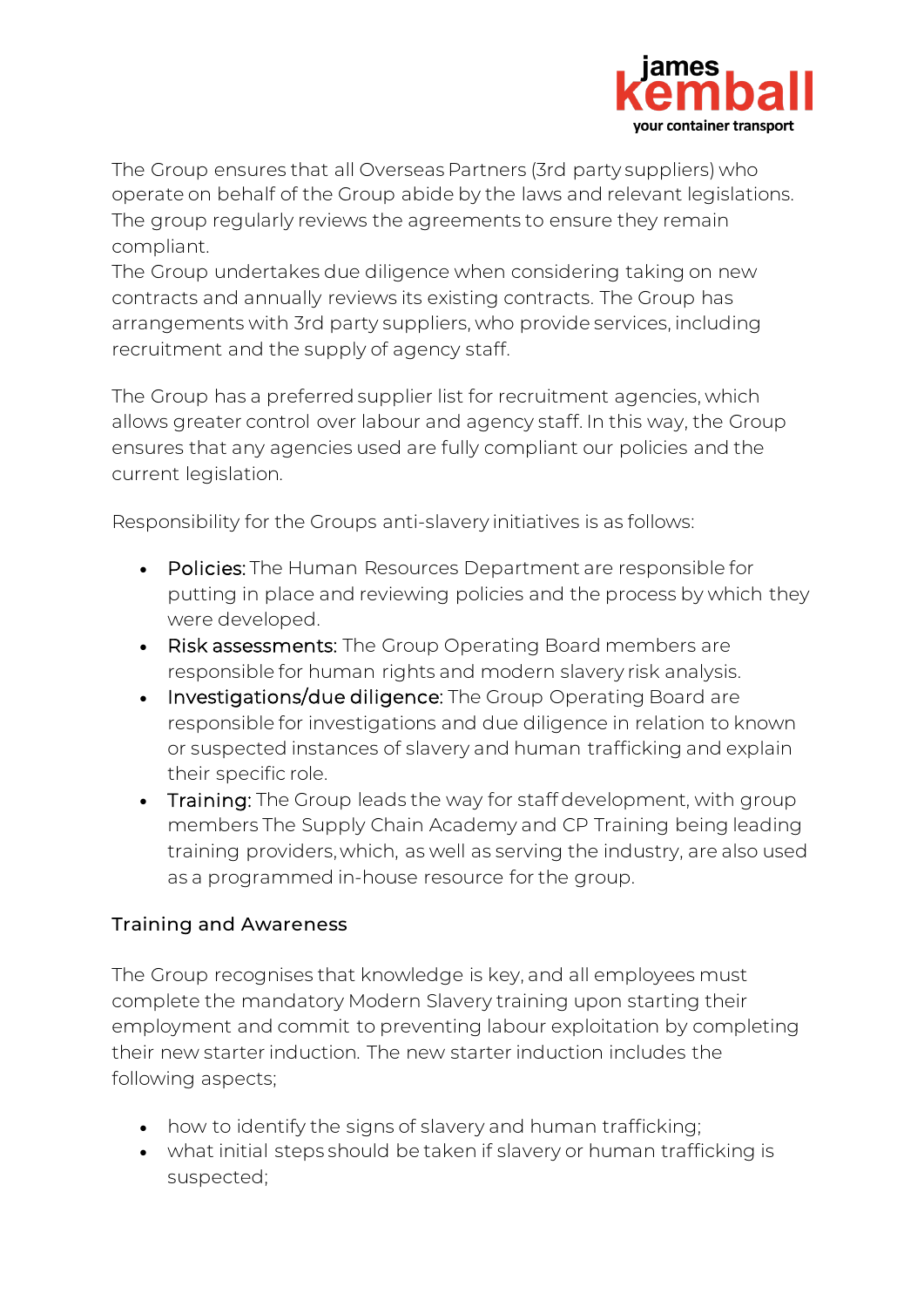The Group ensures that all Overseas Partners (3rd party suppliers) who operate on behalf of the Group abide by the laws and relevant legislations. The group regularly reviews the agreements to ensure they remain compliant.
The Group undertakes due diligence when considering taking on new contracts and annually reviews its existing contracts. The Group has arrangements with 3rd party suppliers, who provide services, including recruitment and the supply of agency staff.

The Group has a preferred supplier list for recruitment agencies, which allows greater control over labour and agency staff. In this way, the Group ensures that any agencies used are fully compliant our policies and the current legislation.

Responsibility for the Groups anti-slavery initiatives is as follows:

- Policies: The Human Resources Department are responsible for putting in place and reviewing policies and the process by which they were developed.
- Risk assessments: The Group Operating Board members are responsible for human rights and modern slavery risk analysis.
- Investigations/due diligence: The Group Operating Board are responsible for investigations and due diligence in relation to known or suspected instances of slavery and human trafficking and explain their specific role.
- Training: The Group leads the way for staff development, with group members The Supply Chain Academy and CP Training being leading training providers, which, as well as serving the industry, are also used as a programmed in-house resource for the group.

## Training and Awareness

The Group recognises that knowledge is key, and all employees must complete the mandatory Modern Slavery training upon starting their employment and commit to preventing labour exploitation by completing their new starter induction. The new starter induction includes the following aspects;

- how to identify the signs of slavery and human trafficking;
- what initial steps should be taken if slavery or human trafficking is suspected;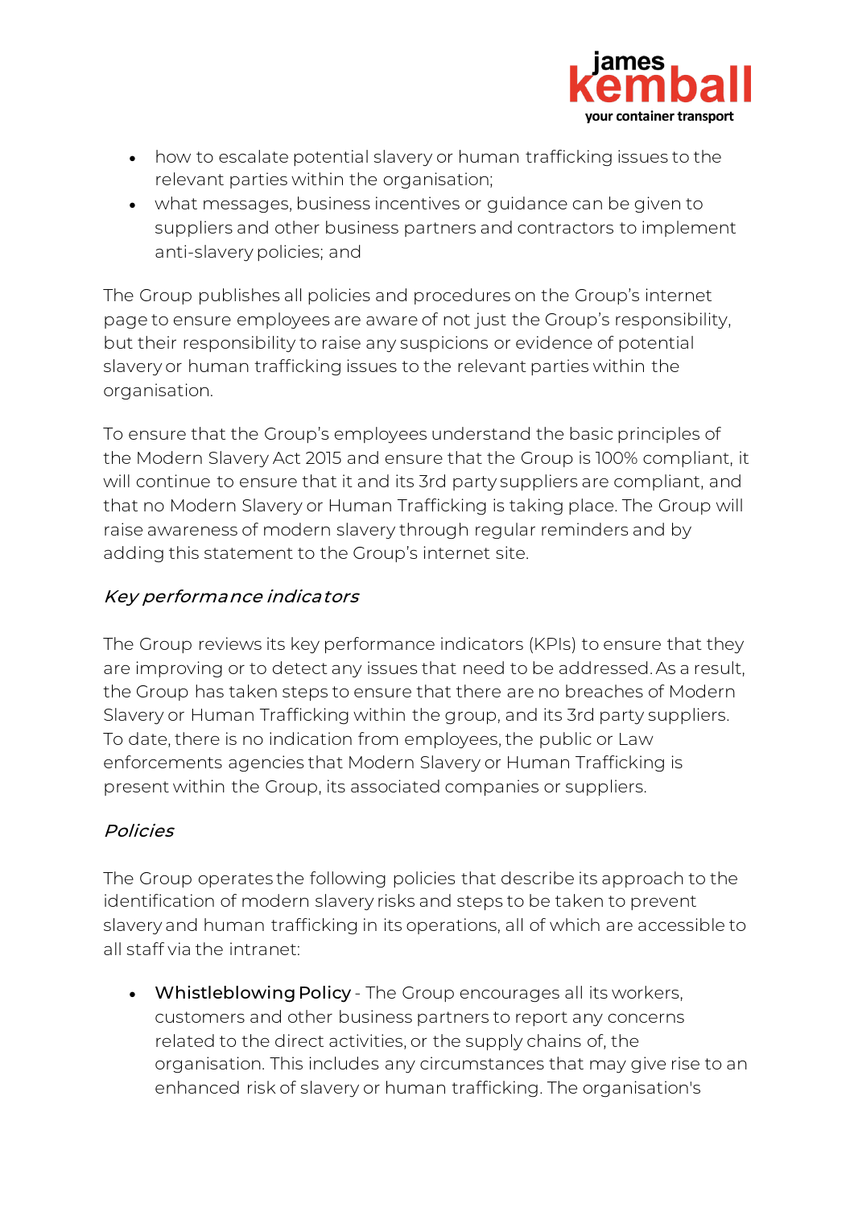- how to escalate potential slavery or human trafficking issues to the relevant parties within the organisation;
- what messages, business incentives or guidance can be given to suppliers and other business partners and contractors to implement anti-slavery policies; and

The Group publishes all policies and procedures on the Group's internet page to ensure employees are aware of not just the Group's responsibility, but their responsibility to raise any suspicions or evidence of potential slavery or human trafficking issues to the relevant parties within the organisation.

To ensure that the Group's employees understand the basic principles of the Modern Slavery Act 2015 and ensure that the Group is 100% compliant, it will continue to ensure that it and its 3rd party suppliers are compliant, and that no Modern Slavery or Human Trafficking is taking place. The Group will raise awareness of modern slavery through regular reminders and by adding this statement to the Group's internet site.

### *Key performance indicators*

The Group reviews its key performance indicators (KPIs) to ensure that they are improving or to detect any issues that need to be addressed. As a result, the Group has taken steps to ensure that there are no breaches of Modern Slavery or Human Trafficking within the group, and its 3rd party suppliers. To date, there is no indication from employees, the public or Law enforcements agencies that Modern Slavery or Human Trafficking is present within the Group, its associated companies or suppliers.

### *Policies*

The Group operates the following policies that describe its approach to the identification of modern slavery risks and steps to be taken to prevent slavery and human trafficking in its operations, all of which are accessible to all staff via the intranet:

- **Whistleblowing Policy** - The Group encourages all its workers, customers and other business partners to report any concerns related to the direct activities, or the supply chains of, the organisation. This includes any circumstances that may give rise to an enhanced risk of slavery or human trafficking. The organisation's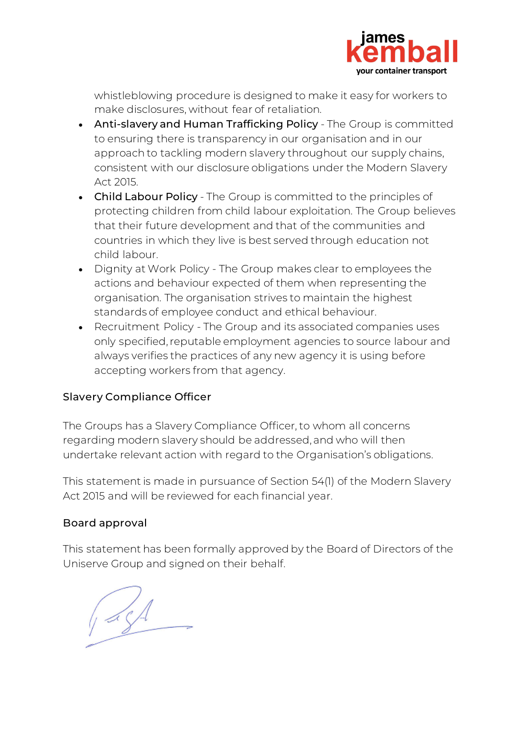whistleblowing procedure is designed to make it easy for workers to make disclosures, without fear of retaliation.

- Anti-slavery and Human Trafficking Policy - The Group is committed to ensuring there is transparency in our organisation and in our approach to tackling modern slavery throughout our supply chains, consistent with our disclosure obligations under the Modern Slavery Act 2015.
- Child Labour Policy - The Group is committed to the principles of protecting children from child labour exploitation. The Group believes that their future development and that of the communities and countries in which they live is best served through education not child labour.
- Dignity at Work Policy - The Group makes clear to employees the actions and behaviour expected of them when representing the organisation. The organisation strives to maintain the highest standards of employee conduct and ethical behaviour.
- Recruitment Policy - The Group and its associated companies uses only specified, reputable employment agencies to source labour and always verifies the practices of any new agency it is using before accepting workers from that agency.

## Slavery Compliance Officer

The Groups has a Slavery Compliance Officer, to whom all concerns regarding modern slavery should be addressed, and who will then undertake relevant action with regard to the Organisation's obligations.

This statement is made in pursuance of Section 54(1) of the Modern Slavery Act 2015 and will be reviewed for each financial year.

## Board approval

This statement has been formally approved by the Board of Directors of the Uniserve Group and signed on their behalf.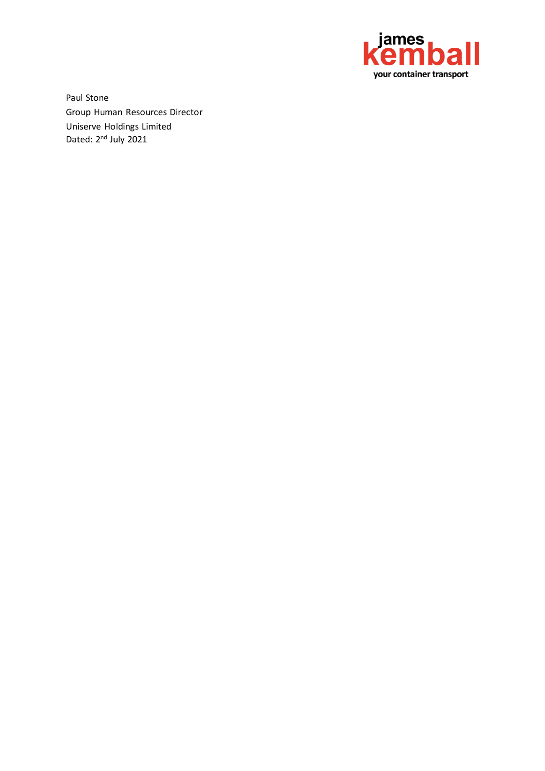james kemball
your container transport

Paul Stone
Group Human Resources Director
Uniserve Holdings Limited
Dated: 2nd July 2021